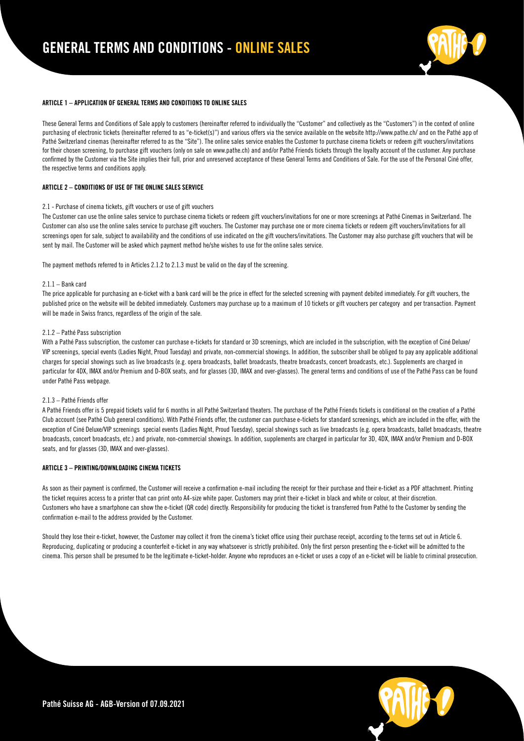# GENERAL TERMS AND CONDITIONS - ONLINE SALES

## ARTICLE 1 – APPLICATION OF GENERAL TERMS AND CONDITIONS TO ONLINE SALES

These General Terms and Conditions of Sale apply to customers (hereinafter referred to individually the "Customer" and collectively as the "Customers") in the context of online purchasing of electronic tickets (hereinafter referred to as "e-ticket(s)") and various offers via the service available on the website http://www.pathe.ch/ and on the Pathé app of Pathé Switzerland cinemas (hereinafter referred to as the "Site"). The online sales service enables the Customer to purchase cinema tickets or redeem gift vouchers/invitations for their chosen screening, to purchase gift vouchers (only on sale on www.pathe.ch) and and/or Pathé Friends tickets through the loyalty account of the customer. Any purchase confirmed by the Customer via the Site implies their full, prior and unreserved acceptance of these General Terms and Conditions of Sale. For the use of the Personal Ciné offer, the respective terms and conditions apply.

## ARTICLE 2 – CONDITIONS OF USE OF THE ONLINE SALES SERVICE

### 2.1 - Purchase of cinema tickets, gift vouchers or use of gift vouchers

The Customer can use the online sales service to purchase cinema tickets or redeem gift vouchers/invitations for one or more screenings at Pathé Cinemas in Switzerland. The Customer can also use the online sales service to purchase gift vouchers. The Customer may purchase one or more cinema tickets or redeem gift vouchers/invitations for all screenings open for sale, subject to availability and the conditions of use indicated on the gift vouchers/invitations. The Customer may also purchase gift vouchers that will be sent by mail. The Customer will be asked which payment method he/she wishes to use for the online sales service.

The payment methods referred to in Articles 2.1.2 to 2.1.3 must be valid on the day of the screening.

#### 2.1.1 – Bank card

The price applicable for purchasing an e-ticket with a bank card will be the price in effect for the selected screening with payment debited immediately. For gift vouchers, the published price on the website will be debited immediately. Customers may purchase up to a maximum of 10 tickets or gift vouchers per category and per transaction. Payment will be made in Swiss francs, regardless of the origin of the sale.

#### 2.1.2 – Pathé Pass subscription

With a Pathé Pass subscription, the customer can purchase e-tickets for standard or 3D screenings, which are included in the subscription, with the exception of Ciné Deluxe/ VIP screenings, special events (Ladies Night, Proud Tuesday) and private, non-commercial showings. In addition, the subscriber shall be obliged to pay any applicable additional charges for special showings such as live broadcasts (e.g. opera broadcasts, ballet broadcasts, theatre broadcasts, concert broadcasts, etc.). Supplements are charged in particular for 4DX, IMAX and/or Premium and D-BOX seats, and for glasses (3D, IMAX and over-glasses). The general terms and conditions of use of the Pathé Pass can be found under Pathé Pass webpage.

#### 2.1.3 – Pathé Friends offer

A Pathé Friends offer is 5 prepaid tickets valid for 6 months in all Pathé Switzerland theaters. The purchase of the Pathé Friends tickets is conditional on the creation of a Pathé Club account (see Pathé Club general conditions). With Pathé Friends offer, the customer can purchase e-tickets for standard screenings, which are included in the offer, with the exception of Ciné Deluxe/VIP screenings special events (Ladies Night, Proud Tuesday), special showings such as live broadcasts (e.g. opera broadcasts, ballet broadcasts, theatre broadcasts, concert broadcasts, etc.) and private, non-commercial showings. In addition, supplements are charged in particular for 3D, 4DX, IMAX and/or Premium and D-BOX seats, and for glasses (3D, IMAX and over-glasses).

## ARTICLE 3 – PRINTING/DOWNLOADING CINEMA TICKETS

As soon as their payment is confirmed, the Customer will receive a confirmation e-mail including the receipt for their purchase and their e-ticket as a PDF attachment. Printing the ticket requires access to a printer that can print onto A4-size white paper. Customers may print their e-ticket in black and white or colour, at their discretion. Customers who have a smartphone can show the e-ticket (QR code) directly. Responsibility for producing the ticket is transferred from Pathé to the Customer by sending the confirmation e-mail to the address provided by the Customer.

Should they lose their e-ticket, however, the Customer may collect it from the cinema's ticket office using their purchase receipt, according to the terms set out in Article 6. Reproducing, duplicating or producing a counterfeit e-ticket in any way whatsoever is strictly prohibited. Only the first person presenting the e-ticket will be admitted to the cinema. This person shall be presumed to be the legitimate e-ticket-holder. Anyone who reproduces an e-ticket or uses a copy of an e-ticket will be liable to criminal prosecution.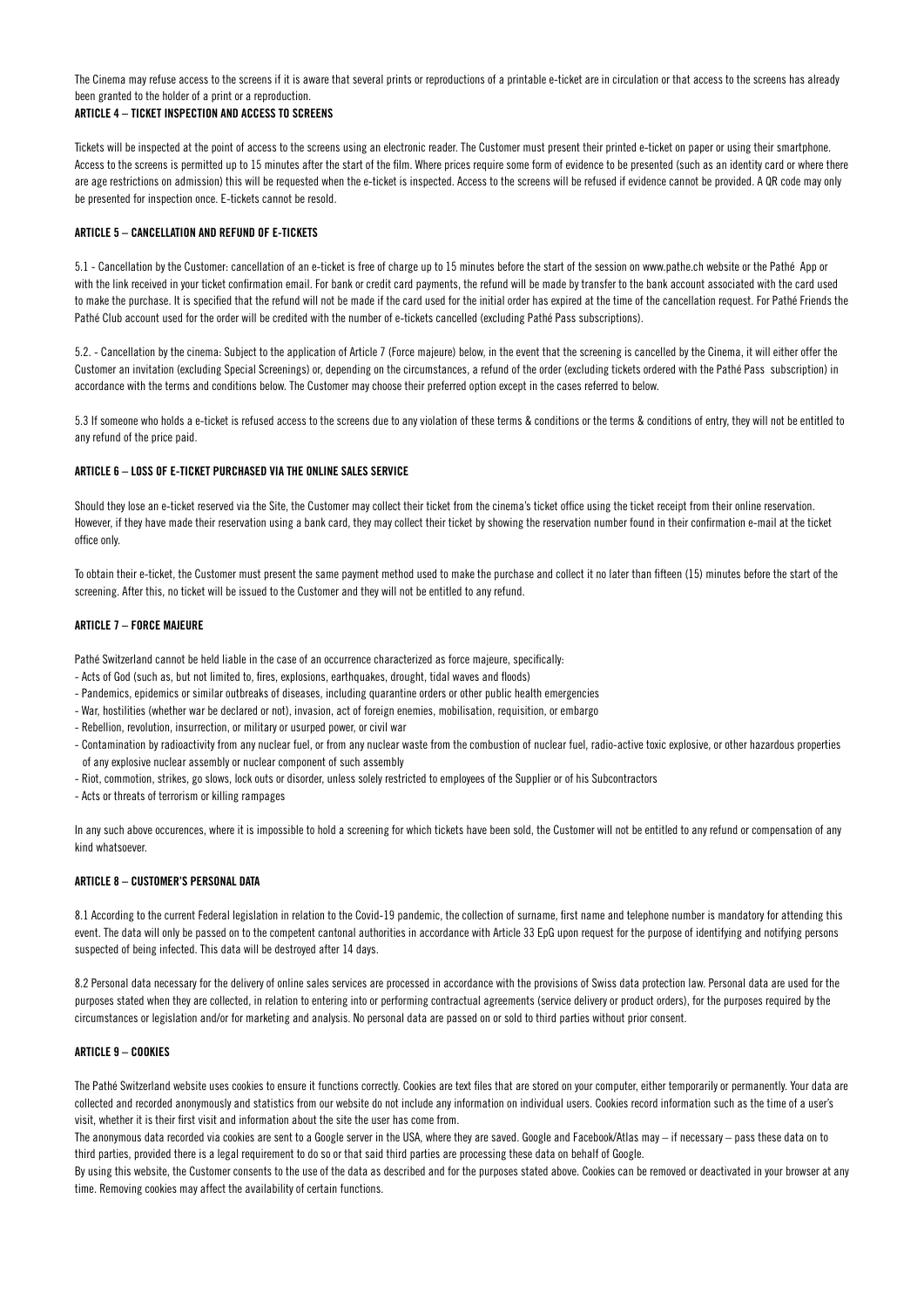The Cinema may refuse access to the screens if it is aware that several prints or reproductions of a printable e-ticket are in circulation or that access to the screens has already been granted to the holder of a print or a reproduction.

**ARTICLE 4 – TICKET INSPECTION AND ACCESS TO SCREENS**

Tickets will be inspected at the point of access to the screens using an electronic reader. The Customer must present their printed e-ticket on paper or using their smartphone. Access to the screens is permitted up to 15 minutes after the start of the film. Where prices require some form of evidence to be presented (such as an identity card or where there are age restrictions on admission) this will be requested when the e-ticket is inspected. Access to the screens will be refused if evidence cannot be provided. A QR code may only be presented for inspection once. E-tickets cannot be resold.

**ARTICLE 5 – CANCELLATION AND REFUND OF E-TICKETS**

5.1 - Cancellation by the Customer: cancellation of an e-ticket is free of charge up to 15 minutes before the start of the session on www.pathe.ch website or the Pathé App or with the link received in your ticket confirmation email. For bank or credit card payments, the refund will be made by transfer to the bank account associated with the card used to make the purchase. It is specified that the refund will not be made if the card used for the initial order has expired at the time of the cancellation request. For Pathé Friends the Pathé Club account used for the order will be credited with the number of e-tickets cancelled (excluding Pathé Pass subscriptions).

5.2. - Cancellation by the cinema: Subject to the application of Article 7 (Force majeure) below, in the event that the screening is cancelled by the Cinema, it will either offer the Customer an invitation (excluding Special Screenings) or, depending on the circumstances, a refund of the order (excluding tickets ordered with the Pathé Pass subscription) in accordance with the terms and conditions below. The Customer may choose their preferred option except in the cases referred to below.

5.3 If someone who holds a e-ticket is refused access to the screens due to any violation of these terms & conditions or the terms & conditions of entry, they will not be entitled to any refund of the price paid.

**ARTICLE 6 – LOSS OF E-TICKET PURCHASED VIA THE ONLINE SALES SERVICE**

Should they lose an e-ticket reserved via the Site, the Customer may collect their ticket from the cinema's ticket office using the ticket receipt from their online reservation. However, if they have made their reservation using a bank card, they may collect their ticket by showing the reservation number found in their confirmation e-mail at the ticket office only.

To obtain their e-ticket, the Customer must present the same payment method used to make the purchase and collect it no later than fifteen (15) minutes before the start of the screening. After this, no ticket will be issued to the Customer and they will not be entitled to any refund.

**ARTICLE 7 – FORCE MAJEURE**

Pathé Switzerland cannot be held liable in the case of an occurrence characterized as force majeure, specifically:

- Acts of God (such as, but not limited to, fires, explosions, earthquakes, drought, tidal waves and floods)
- Pandemics, epidemics or similar outbreaks of diseases, including quarantine orders or other public health emergencies
- War, hostilities (whether war be declared or not), invasion, act of foreign enemies, mobilisation, requisition, or embargo
- Rebellion, revolution, insurrection, or military or usurped power, or civil war
- Contamination by radioactivity from any nuclear fuel, or from any nuclear waste from the combustion of nuclear fuel, radio-active toxic explosive, or other hazardous properties of any explosive nuclear assembly or nuclear component of such assembly
- Riot, commotion, strikes, go slows, lock outs or disorder, unless solely restricted to employees of the Supplier or of his Subcontractors
- Acts or threats of terrorism or killing rampages

In any such above occurences, where it is impossible to hold a screening for which tickets have been sold, the Customer will not be entitled to any refund or compensation of any kind whatsoever.

**ARTICLE 8 – CUSTOMER'S PERSONAL DATA**

8.1 According to the current Federal legislation in relation to the Covid-19 pandemic, the collection of surname, first name and telephone number is mandatory for attending this event. The data will only be passed on to the competent cantonal authorities in accordance with Article 33 EpG upon request for the purpose of identifying and notifying persons suspected of being infected. This data will be destroyed after 14 days.

8.2 Personal data necessary for the delivery of online sales services are processed in accordance with the provisions of Swiss data protection law. Personal data are used for the purposes stated when they are collected, in relation to entering into or performing contractual agreements (service delivery or product orders), for the purposes required by the circumstances or legislation and/or for marketing and analysis. No personal data are passed on or sold to third parties without prior consent.

**ARTICLE 9 – COOKIES**

The Pathé Switzerland website uses cookies to ensure it functions correctly. Cookies are text files that are stored on your computer, either temporarily or permanently. Your data are collected and recorded anonymously and statistics from our website do not include any information on individual users. Cookies record information such as the time of a user's visit, whether it is their first visit and information about the site the user has come from.

The anonymous data recorded via cookies are sent to a Google server in the USA, where they are saved. Google and Facebook/Atlas may – if necessary – pass these data on to third parties, provided there is a legal requirement to do so or that said third parties are processing these data on behalf of Google.

By using this website, the Customer consents to the use of the data as described and for the purposes stated above. Cookies can be removed or deactivated in your browser at any time. Removing cookies may affect the availability of certain functions.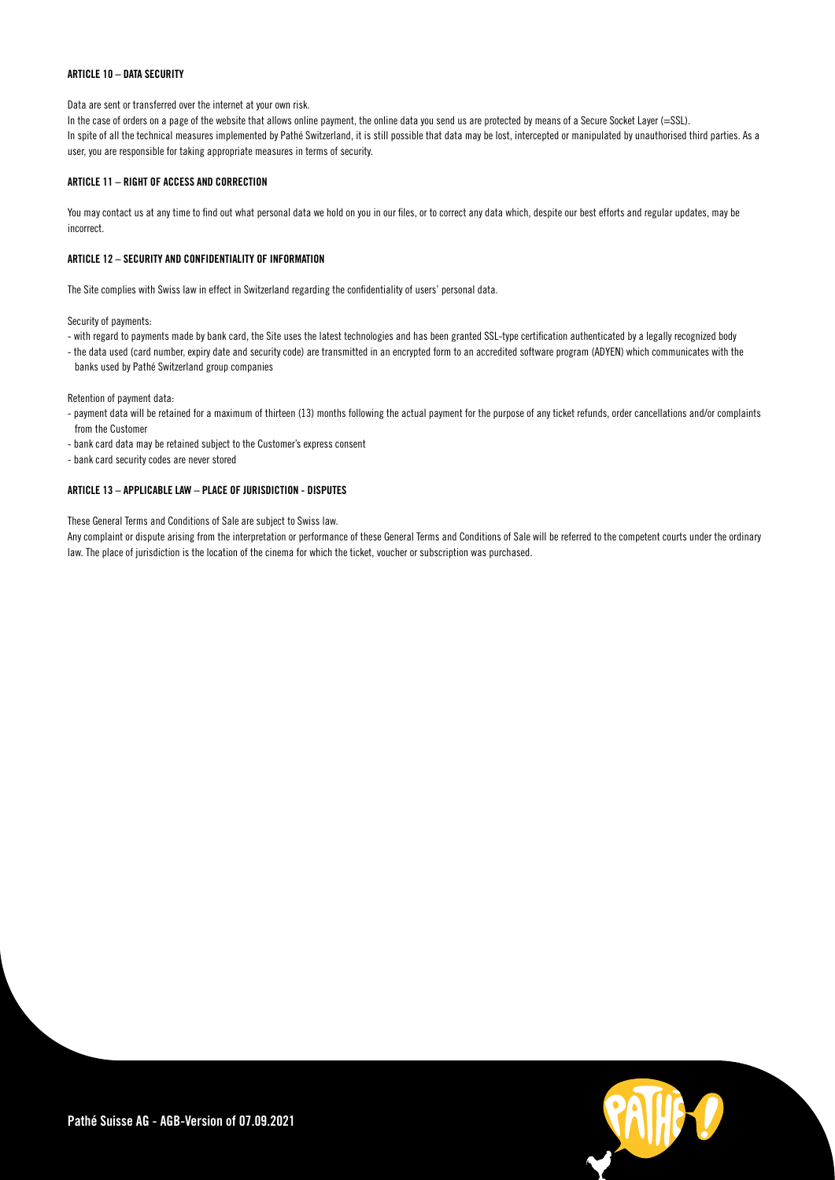### ARTICLE 10 – DATA SECURITY

Data are sent or transferred over the internet at your own risk.

In the case of orders on a page of the website that allows online payment, the online data you send us are protected by means of a Secure Socket Layer (=SSL).

In spite of all the technical measures implemented by Pathé Switzerland, it is still possible that data may be lost, intercepted or manipulated by unauthorised third parties. As a user, you are responsible for taking appropriate measures in terms of security.

### ARTICLE 11 – RIGHT OF ACCESS AND CORRECTION

You may contact us at any time to find out what personal data we hold on you in our files, or to correct any data which, despite our best efforts and regular updates, may be incorrect.

### ARTICLE 12 – SECURITY AND CONFIDENTIALITY OF INFORMATION

The Site complies with Swiss law in effect in Switzerland regarding the confidentiality of users' personal data.

Security of payments:

- with regard to payments made by bank card, the Site uses the latest technologies and has been granted SSL-type certification authenticated by a legally recognized body
- the data used (card number, expiry date and security code) are transmitted in an encrypted form to an accredited software program (ADYEN) which communicates with the banks used by Pathé Switzerland group companies

Retention of payment data:

- payment data will be retained for a maximum of thirteen (13) months following the actual payment for the purpose of any ticket refunds, order cancellations and/or complaints from the Customer
- bank card data may be retained subject to the Customer's express consent
- bank card security codes are never stored

### ARTICLE 13 – APPLICABLE LAW – PLACE OF JURISDICTION - DISPUTES

These General Terms and Conditions of Sale are subject to Swiss law.

Any complaint or dispute arising from the interpretation or performance of these General Terms and Conditions of Sale will be referred to the competent courts under the ordinary law. The place of jurisdiction is the location of the cinema for which the ticket, voucher or subscription was purchased.